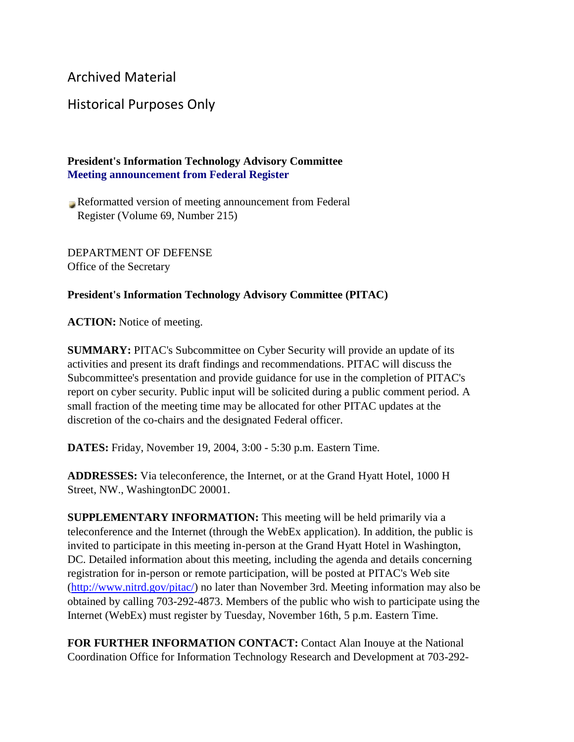Archived Material

Historical Purposes Only

**President's Information Technology Advisory Committee**
**Meeting announcement from Federal Register**

- Reformatted version of meeting announcement from Federal Register (Volume 69, Number 215)

DEPARTMENT OF DEFENSE
Office of the Secretary

**President's Information Technology Advisory Committee (PITAC)**

**ACTION:** Notice of meeting.

**SUMMARY:** PITAC's Subcommittee on Cyber Security will provide an update of its activities and present its draft findings and recommendations. PITAC will discuss the Subcommittee's presentation and provide guidance for use in the completion of PITAC's report on cyber security. Public input will be solicited during a public comment period. A small fraction of the meeting time may be allocated for other PITAC updates at the discretion of the co-chairs and the designated Federal officer.

**DATES:** Friday, November 19, 2004, 3:00 - 5:30 p.m. Eastern Time.

**ADDRESSES:** Via teleconference, the Internet, or at the Grand Hyatt Hotel, 1000 H Street, NW., WashingtonDC 20001.

**SUPPLEMENTARY INFORMATION:** This meeting will be held primarily via a teleconference and the Internet (through the WebEx application). In addition, the public is invited to participate in this meeting in-person at the Grand Hyatt Hotel in Washington, DC. Detailed information about this meeting, including the agenda and details concerning registration for in-person or remote participation, will be posted at PITAC's Web site (http://www.nitrd.gov/pitac/) no later than November 3rd. Meeting information may also be obtained by calling 703-292-4873. Members of the public who wish to participate using the Internet (WebEx) must register by Tuesday, November 16th, 5 p.m. Eastern Time.

**FOR FURTHER INFORMATION CONTACT:** Contact Alan Inouye at the National Coordination Office for Information Technology Research and Development at 703-292-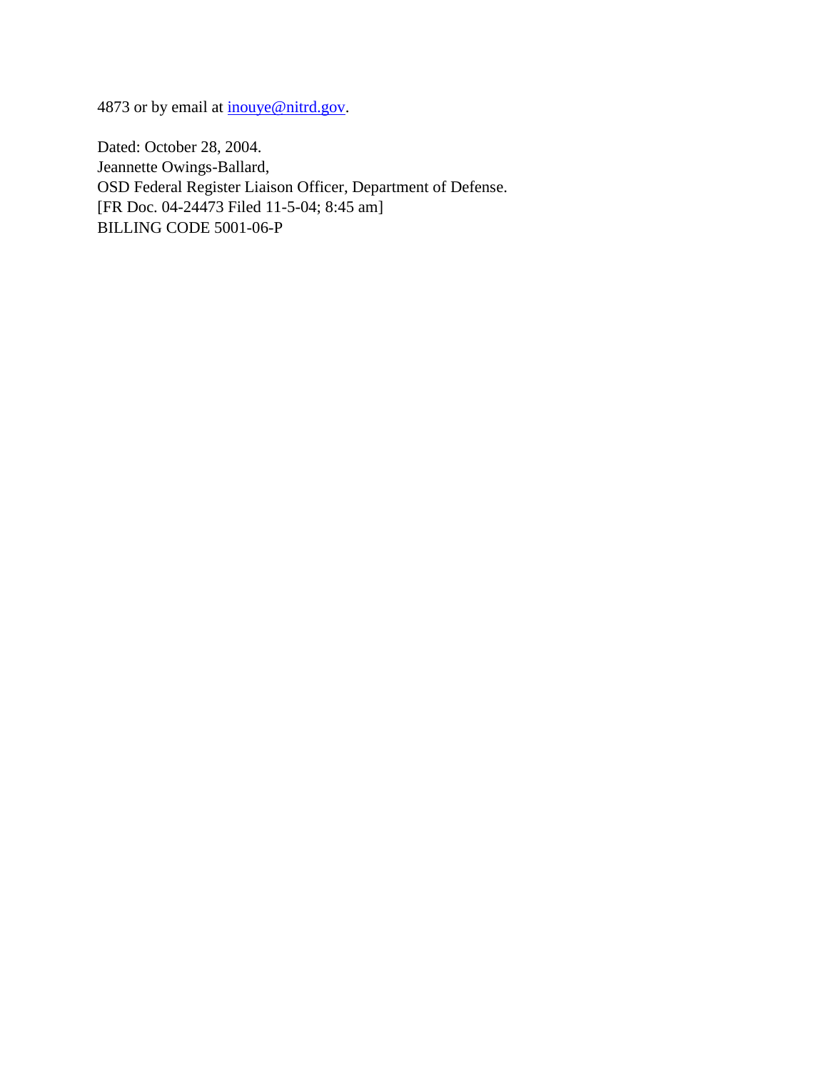4873 or by email at inouye@nitrd.gov.

Dated: October 28, 2004.
Jeannette Owings-Ballard,
OSD Federal Register Liaison Officer, Department of Defense.
[FR Doc. 04-24473 Filed 11-5-04; 8:45 am]
BILLING CODE 5001-06-P